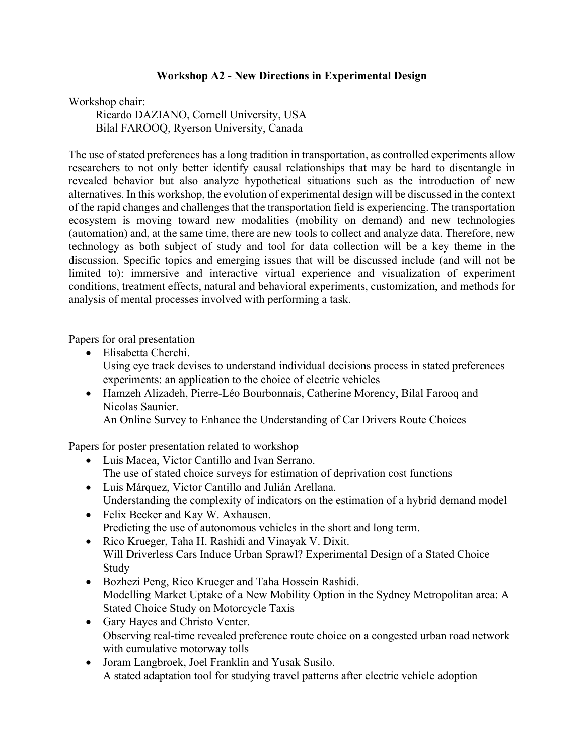# Workshop A2 - New Directions in Experimental Design

Workshop chair:

Ricardo DAZIANO, Cornell University, USA
Bilal FAROOQ, Ryerson University, Canada

The use of stated preferences has a long tradition in transportation, as controlled experiments allow researchers to not only better identify causal relationships that may be hard to disentangle in revealed behavior but also analyze hypothetical situations such as the introduction of new alternatives. In this workshop, the evolution of experimental design will be discussed in the context of the rapid changes and challenges that the transportation field is experiencing. The transportation ecosystem is moving toward new modalities (mobility on demand) and new technologies (automation) and, at the same time, there are new tools to collect and analyze data. Therefore, new technology as both subject of study and tool for data collection will be a key theme in the discussion. Specific topics and emerging issues that will be discussed include (and will not be limited to): immersive and interactive virtual experience and visualization of experiment conditions, treatment effects, natural and behavioral experiments, customization, and methods for analysis of mental processes involved with performing a task.

Papers for oral presentation

- Elisabetta Cherchi.
  Using eye track devises to understand individual decisions process in stated preferences experiments: an application to the choice of electric vehicles
- Hamzeh Alizadeh, Pierre-Léo Bourbonnais, Catherine Morency, Bilal Farooq and Nicolas Saunier.
  An Online Survey to Enhance the Understanding of Car Drivers Route Choices

Papers for poster presentation related to workshop

- Luis Macea, Victor Cantillo and Ivan Serrano.
  The use of stated choice surveys for estimation of deprivation cost functions
- Luis Márquez, Victor Cantillo and Julián Arellana.
  Understanding the complexity of indicators on the estimation of a hybrid demand model
- Felix Becker and Kay W. Axhausen.
  Predicting the use of autonomous vehicles in the short and long term.
- Rico Krueger, Taha H. Rashidi and Vinayak V. Dixit.
  Will Driverless Cars Induce Urban Sprawl? Experimental Design of a Stated Choice Study
- Bozhezi Peng, Rico Krueger and Taha Hossein Rashidi.
  Modelling Market Uptake of a New Mobility Option in the Sydney Metropolitan area: A Stated Choice Study on Motorcycle Taxis
- Gary Hayes and Christo Venter.
  Observing real-time revealed preference route choice on a congested urban road network with cumulative motorway tolls
- Joram Langbroek, Joel Franklin and Yusak Susilo.
  A stated adaptation tool for studying travel patterns after electric vehicle adoption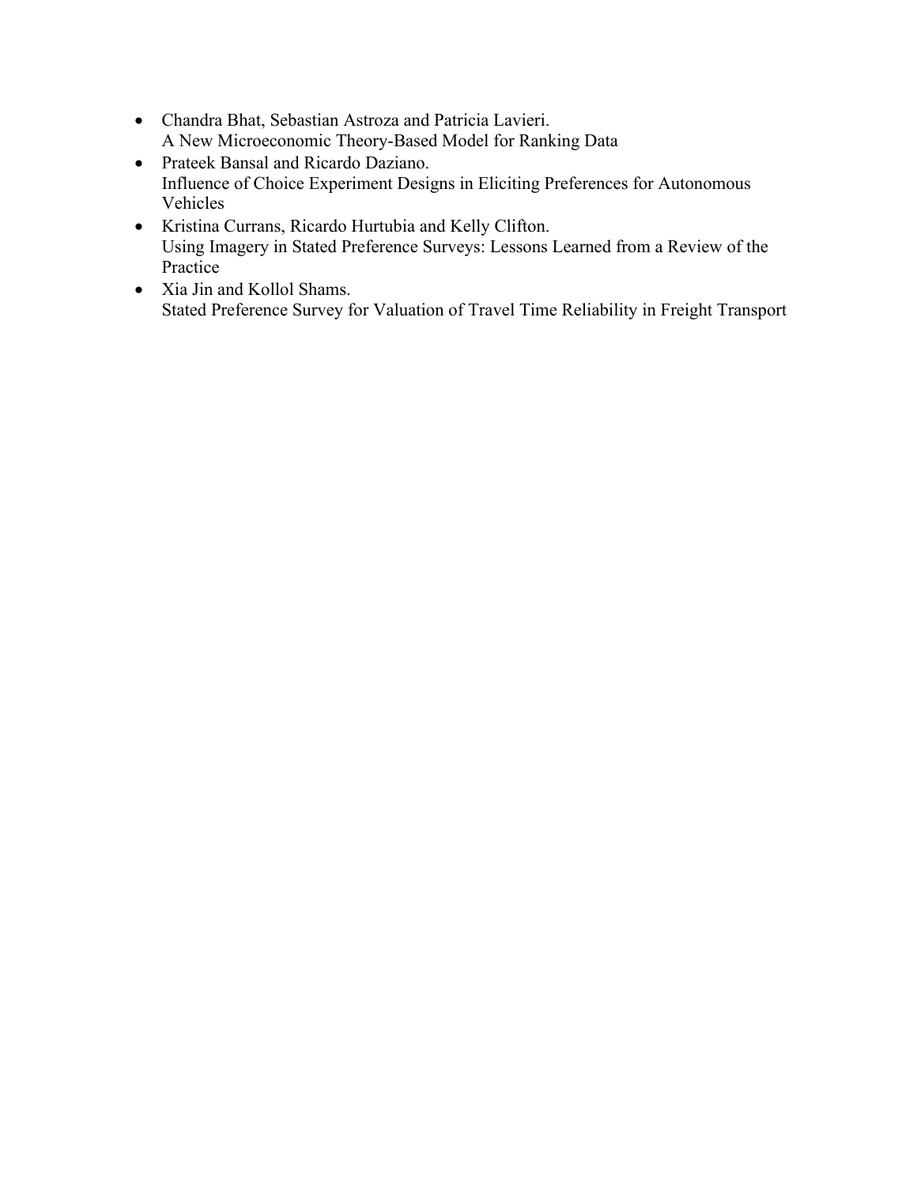- Chandra Bhat, Sebastian Astroza and Patricia Lavieri.
  A New Microeconomic Theory-Based Model for Ranking Data
- Prateek Bansal and Ricardo Daziano.
  Influence of Choice Experiment Designs in Eliciting Preferences for Autonomous Vehicles
- Kristina Currans, Ricardo Hurtubia and Kelly Clifton.
  Using Imagery in Stated Preference Surveys: Lessons Learned from a Review of the Practice
- Xia Jin and Kollol Shams.
  Stated Preference Survey for Valuation of Travel Time Reliability in Freight Transport